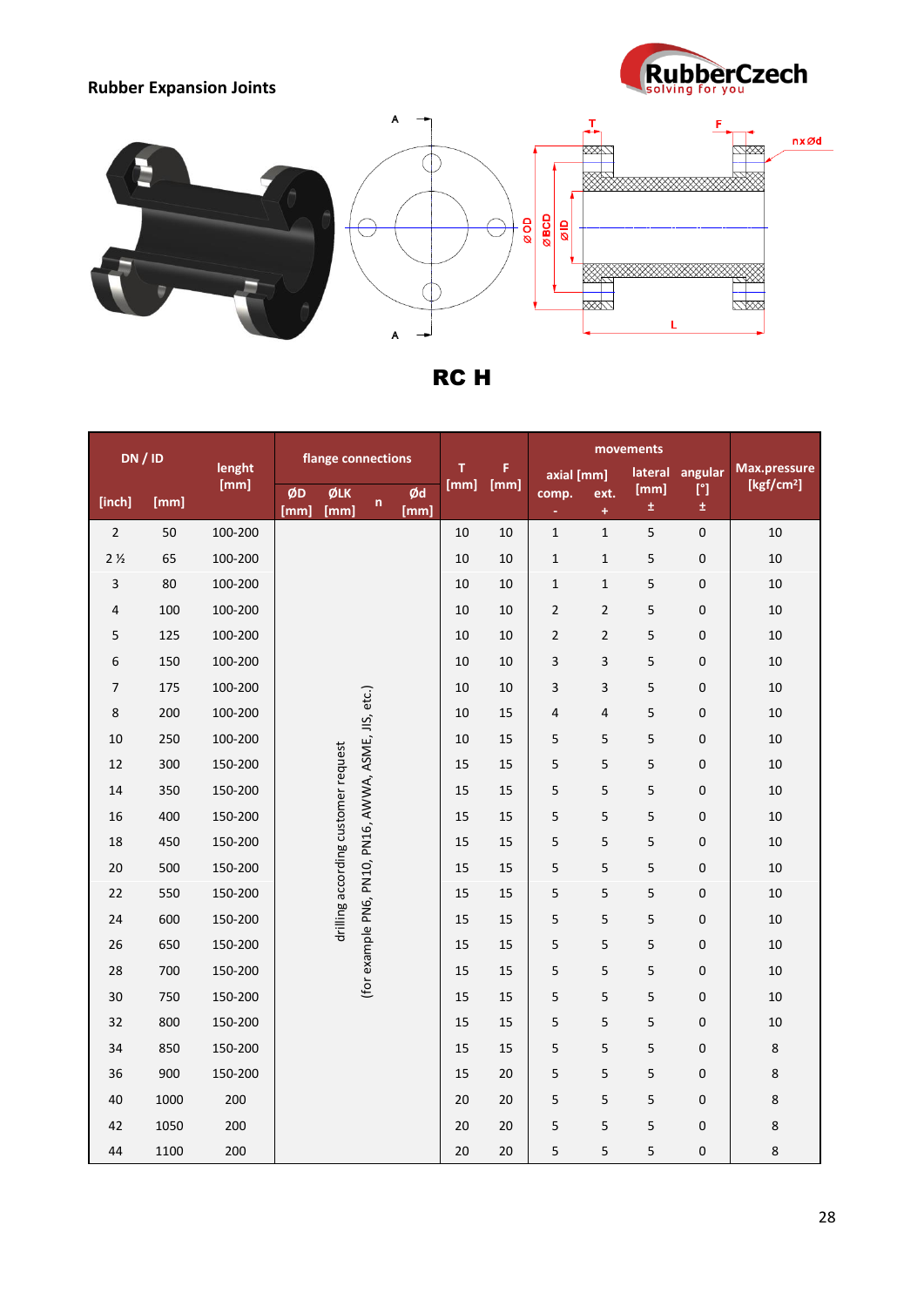## Rubber Expansion Joints

# RC H

| DN / ID | | lenght [mm] | flange connections | | | | T [mm] | F [mm] | movements | | | | Max.pressure [kgf/cm²] |
|---|---|---|---|---|---|---|---|---|---|---|---|---|---|
| | | | ØD [mm] | ØLK [mm] | n | Ød [mm] | | | axial [mm] | | lateral [mm] | angular [°] | |
| [inch] | [mm] | | | | | | | | comp. - | ext. + | ± | ± | |
| 2 | 50 | 100-200 | drilling according customer request (for example PN6, PN10, PN16, AWWA, ASME, JIS, etc.) | | | | 10 | 10 | 1 | 1 | 5 | 0 | 10 |
| 2 ½ | 65 | 100-200 | | | | | 10 | 10 | 1 | 1 | 5 | 0 | 10 |
| 3 | 80 | 100-200 | | | | | 10 | 10 | 1 | 1 | 5 | 0 | 10 |
| 4 | 100 | 100-200 | | | | | 10 | 10 | 2 | 2 | 5 | 0 | 10 |
| 5 | 125 | 100-200 | | | | | 10 | 10 | 2 | 2 | 5 | 0 | 10 |
| 6 | 150 | 100-200 | | | | | 10 | 10 | 3 | 3 | 5 | 0 | 10 |
| 7 | 175 | 100-200 | | | | | 10 | 10 | 3 | 3 | 5 | 0 | 10 |
| 8 | 200 | 100-200 | | | | | 10 | 15 | 4 | 4 | 5 | 0 | 10 |
| 10 | 250 | 100-200 | | | | | 10 | 15 | 5 | 5 | 5 | 0 | 10 |
| 12 | 300 | 150-200 | | | | | 15 | 15 | 5 | 5 | 5 | 0 | 10 |
| 14 | 350 | 150-200 | | | | | 15 | 15 | 5 | 5 | 5 | 0 | 10 |
| 16 | 400 | 150-200 | | | | | 15 | 15 | 5 | 5 | 5 | 0 | 10 |
| 18 | 450 | 150-200 | | | | | 15 | 15 | 5 | 5 | 5 | 0 | 10 |
| 20 | 500 | 150-200 | | | | | 15 | 15 | 5 | 5 | 5 | 0 | 10 |
| 22 | 550 | 150-200 | | | | | 15 | 15 | 5 | 5 | 5 | 0 | 10 |
| 24 | 600 | 150-200 | | | | | 15 | 15 | 5 | 5 | 5 | 0 | 10 |
| 26 | 650 | 150-200 | | | | | 15 | 15 | 5 | 5 | 5 | 0 | 10 |
| 28 | 700 | 150-200 | | | | | 15 | 15 | 5 | 5 | 5 | 0 | 10 |
| 30 | 750 | 150-200 | | | | | 15 | 15 | 5 | 5 | 5 | 0 | 10 |
| 32 | 800 | 150-200 | | | | | 15 | 15 | 5 | 5 | 5 | 0 | 10 |
| 34 | 850 | 150-200 | | | | | 15 | 15 | 5 | 5 | 5 | 0 | 8 |
| 36 | 900 | 150-200 | | | | | 15 | 20 | 5 | 5 | 5 | 0 | 8 |
| 40 | 1000 | 200 | | | | | 20 | 20 | 5 | 5 | 5 | 0 | 8 |
| 42 | 1050 | 200 | | | | | 20 | 20 | 5 | 5 | 5 | 0 | 8 |
| 44 | 1100 | 200 | | | | | 20 | 20 | 5 | 5 | 5 | 0 | 8 |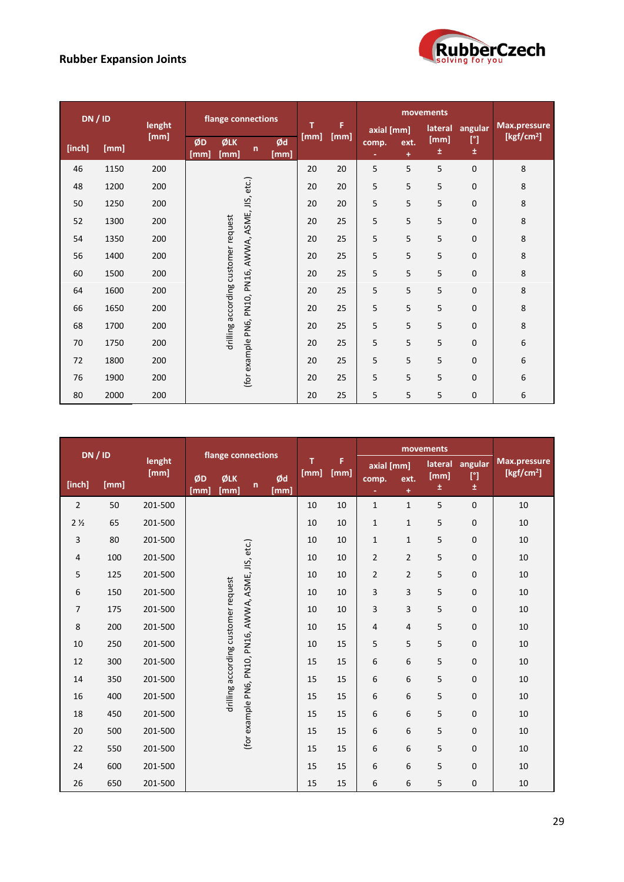## Rubber Expansion Joints

| DN / ID | | lenght | flange connections | | | | T | F | movements | | | | Max.pressure |
|---|---|---|---|---|---|---|---|---|---|---|---|---|---|
| | | | | | | | | | axial [mm] | | lateral | angular | |
| [inch] | [mm] | [mm] | ØD [mm] | ØLK [mm] | n | Ød [mm] | [mm] | [mm] | comp. - | ext. + | [mm] ± | [°] ± | [kgf/cm²] |
| 46 | 1150 | 200 | drilling according customer request (for example PN6, PN10, PN16, AWWA, ASME, JIS, etc.) | | | | 20 | 20 | 5 | 5 | 5 | 0 | 8 |
| 48 | 1200 | 200 | | | | | 20 | 20 | 5 | 5 | 5 | 0 | 8 |
| 50 | 1250 | 200 | | | | | 20 | 20 | 5 | 5 | 5 | 0 | 8 |
| 52 | 1300 | 200 | | | | | 20 | 25 | 5 | 5 | 5 | 0 | 8 |
| 54 | 1350 | 200 | | | | | 20 | 25 | 5 | 5 | 5 | 0 | 8 |
| 56 | 1400 | 200 | | | | | 20 | 25 | 5 | 5 | 5 | 0 | 8 |
| 60 | 1500 | 200 | | | | | 20 | 25 | 5 | 5 | 5 | 0 | 8 |
| 64 | 1600 | 200 | | | | | 20 | 25 | 5 | 5 | 5 | 0 | 8 |
| 66 | 1650 | 200 | | | | | 20 | 25 | 5 | 5 | 5 | 0 | 8 |
| 68 | 1700 | 200 | | | | | 20 | 25 | 5 | 5 | 5 | 0 | 8 |
| 70 | 1750 | 200 | | | | | 20 | 25 | 5 | 5 | 5 | 0 | 6 |
| 72 | 1800 | 200 | | | | | 20 | 25 | 5 | 5 | 5 | 0 | 6 |
| 76 | 1900 | 200 | | | | | 20 | 25 | 5 | 5 | 5 | 0 | 6 |
| 80 | 2000 | 200 | | | | | 20 | 25 | 5 | 5 | 5 | 0 | 6 |

| DN / ID | | lenght | flange connections | | | | T | F | movements | | | | Max.pressure |
|---|---|---|---|---|---|---|---|---|---|---|---|---|---|
| | | | | | | | | | axial [mm] | | lateral | angular | |
| [inch] | [mm] | [mm] | ØD [mm] | ØLK [mm] | n | Ød [mm] | [mm] | [mm] | comp. - | ext. + | [mm] ± | [°] ± | [kgf/cm²] |
| 2 | 50 | 201-500 | drilling according customer request (for example PN6, PN10, PN16, AWWA, ASME, JIS, etc.) | | | | 10 | 10 | 1 | 1 | 5 | 0 | 10 |
| 2 ½ | 65 | 201-500 | | | | | 10 | 10 | 1 | 1 | 5 | 0 | 10 |
| 3 | 80 | 201-500 | | | | | 10 | 10 | 1 | 1 | 5 | 0 | 10 |
| 4 | 100 | 201-500 | | | | | 10 | 10 | 2 | 2 | 5 | 0 | 10 |
| 5 | 125 | 201-500 | | | | | 10 | 10 | 2 | 2 | 5 | 0 | 10 |
| 6 | 150 | 201-500 | | | | | 10 | 10 | 3 | 3 | 5 | 0 | 10 |
| 7 | 175 | 201-500 | | | | | 10 | 10 | 3 | 3 | 5 | 0 | 10 |
| 8 | 200 | 201-500 | | | | | 10 | 15 | 4 | 4 | 5 | 0 | 10 |
| 10 | 250 | 201-500 | | | | | 10 | 15 | 5 | 5 | 5 | 0 | 10 |
| 12 | 300 | 201-500 | | | | | 15 | 15 | 6 | 6 | 5 | 0 | 10 |
| 14 | 350 | 201-500 | | | | | 15 | 15 | 6 | 6 | 5 | 0 | 10 |
| 16 | 400 | 201-500 | | | | | 15 | 15 | 6 | 6 | 5 | 0 | 10 |
| 18 | 450 | 201-500 | | | | | 15 | 15 | 6 | 6 | 5 | 0 | 10 |
| 20 | 500 | 201-500 | | | | | 15 | 15 | 6 | 6 | 5 | 0 | 10 |
| 22 | 550 | 201-500 | | | | | 15 | 15 | 6 | 6 | 5 | 0 | 10 |
| 24 | 600 | 201-500 | | | | | 15 | 15 | 6 | 6 | 5 | 0 | 10 |
| 26 | 650 | 201-500 | | | | | 15 | 15 | 6 | 6 | 5 | 0 | 10 |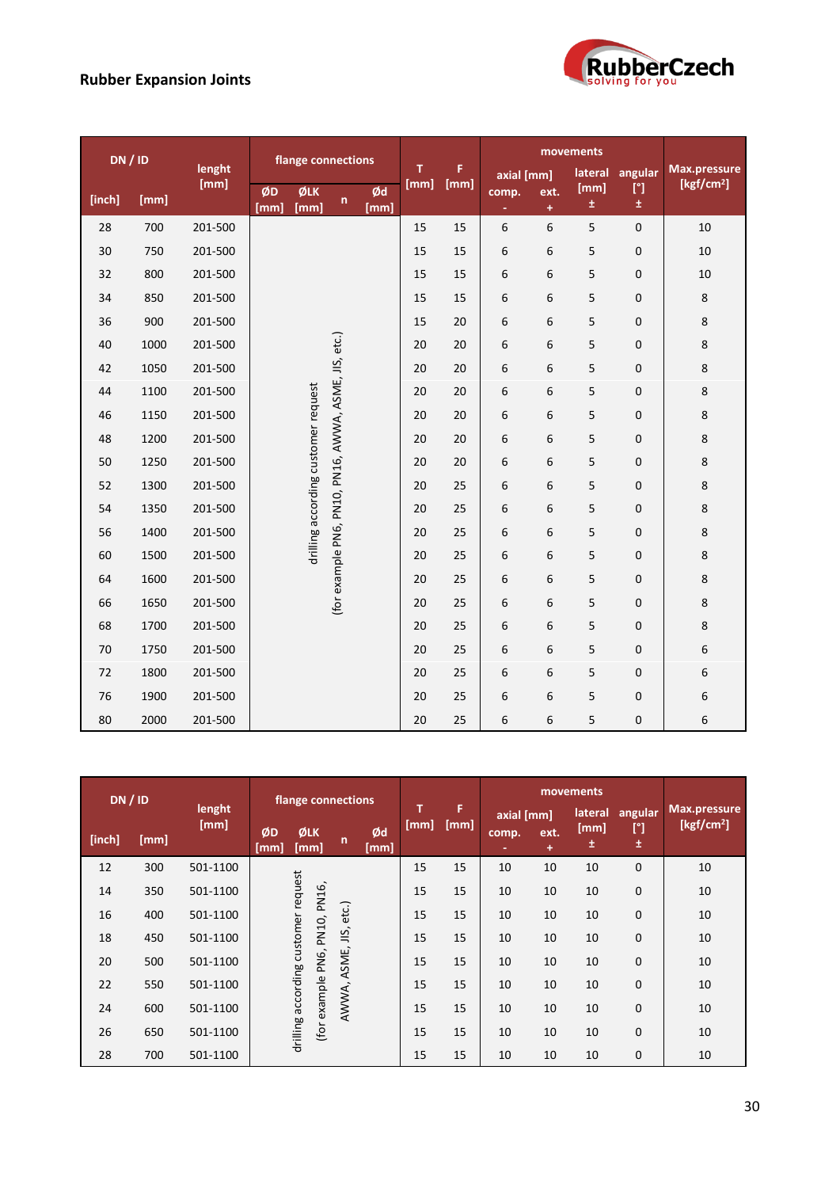# Rubber Expansion Joints

| DN / ID | | lenght | flange connections | | | | T | F | movements | | | | Max.pressure |
|---|---|---|---|---|---|---|---|---|---|---|---|---|---|
| | | | | | | | | | axial [mm] | | lateral | angular | |
| [inch] | [mm] | [mm] | ØD [mm] | ØLK [mm] | n | Ød [mm] | [mm] | [mm] | comp. - | ext. + | [mm] ± | [°] ± | [kgf/cm²] |
| 28 | 700 | 201-500 | drilling according customer request (for example PN6, PN10, PN16, AWWA, ASME, JIS, etc.) | | | | 15 | 15 | 6 | 6 | 5 | 0 | 10 |
| 30 | 750 | 201-500 | | | | | 15 | 15 | 6 | 6 | 5 | 0 | 10 |
| 32 | 800 | 201-500 | | | | | 15 | 15 | 6 | 6 | 5 | 0 | 10 |
| 34 | 850 | 201-500 | | | | | 15 | 15 | 6 | 6 | 5 | 0 | 8 |
| 36 | 900 | 201-500 | | | | | 15 | 20 | 6 | 6 | 5 | 0 | 8 |
| 40 | 1000 | 201-500 | | | | | 20 | 20 | 6 | 6 | 5 | 0 | 8 |
| 42 | 1050 | 201-500 | | | | | 20 | 20 | 6 | 6 | 5 | 0 | 8 |
| 44 | 1100 | 201-500 | | | | | 20 | 20 | 6 | 6 | 5 | 0 | 8 |
| 46 | 1150 | 201-500 | | | | | 20 | 20 | 6 | 6 | 5 | 0 | 8 |
| 48 | 1200 | 201-500 | | | | | 20 | 20 | 6 | 6 | 5 | 0 | 8 |
| 50 | 1250 | 201-500 | | | | | 20 | 20 | 6 | 6 | 5 | 0 | 8 |
| 52 | 1300 | 201-500 | | | | | 20 | 25 | 6 | 6 | 5 | 0 | 8 |
| 54 | 1350 | 201-500 | | | | | 20 | 25 | 6 | 6 | 5 | 0 | 8 |
| 56 | 1400 | 201-500 | | | | | 20 | 25 | 6 | 6 | 5 | 0 | 8 |
| 60 | 1500 | 201-500 | | | | | 20 | 25 | 6 | 6 | 5 | 0 | 8 |
| 64 | 1600 | 201-500 | | | | | 20 | 25 | 6 | 6 | 5 | 0 | 8 |
| 66 | 1650 | 201-500 | | | | | 20 | 25 | 6 | 6 | 5 | 0 | 8 |
| 68 | 1700 | 201-500 | | | | | 20 | 25 | 6 | 6 | 5 | 0 | 8 |
| 70 | 1750 | 201-500 | | | | | 20 | 25 | 6 | 6 | 5 | 0 | 6 |
| 72 | 1800 | 201-500 | | | | | 20 | 25 | 6 | 6 | 5 | 0 | 6 |
| 76 | 1900 | 201-500 | | | | | 20 | 25 | 6 | 6 | 5 | 0 | 6 |
| 80 | 2000 | 201-500 | | | | | 20 | 25 | 6 | 6 | 5 | 0 | 6 |

| DN / ID | | lenght | flange connections | | | | T | F | movements | | | | Max.pressure |
|---|---|---|---|---|---|---|---|---|---|---|---|---|---|
| | | | | | | | | | axial [mm] | | lateral | angular | |
| [inch] | [mm] | [mm] | ØD [mm] | ØLK [mm] | n | Ød [mm] | [mm] | [mm] | comp. - | ext. + | [mm] ± | [°] ± | [kgf/cm²] |
| 12 | 300 | 501-1100 | drilling according customer request (for example PN6, PN10, PN16, AWWA, ASME, JIS, etc.) | | | | 15 | 15 | 10 | 10 | 10 | 0 | 10 |
| 14 | 350 | 501-1100 | | | | | 15 | 15 | 10 | 10 | 10 | 0 | 10 |
| 16 | 400 | 501-1100 | | | | | 15 | 15 | 10 | 10 | 10 | 0 | 10 |
| 18 | 450 | 501-1100 | | | | | 15 | 15 | 10 | 10 | 10 | 0 | 10 |
| 20 | 500 | 501-1100 | | | | | 15 | 15 | 10 | 10 | 10 | 0 | 10 |
| 22 | 550 | 501-1100 | | | | | 15 | 15 | 10 | 10 | 10 | 0 | 10 |
| 24 | 600 | 501-1100 | | | | | 15 | 15 | 10 | 10 | 10 | 0 | 10 |
| 26 | 650 | 501-1100 | | | | | 15 | 15 | 10 | 10 | 10 | 0 | 10 |
| 28 | 700 | 501-1100 | | | | | 15 | 15 | 10 | 10 | 10 | 0 | 10 |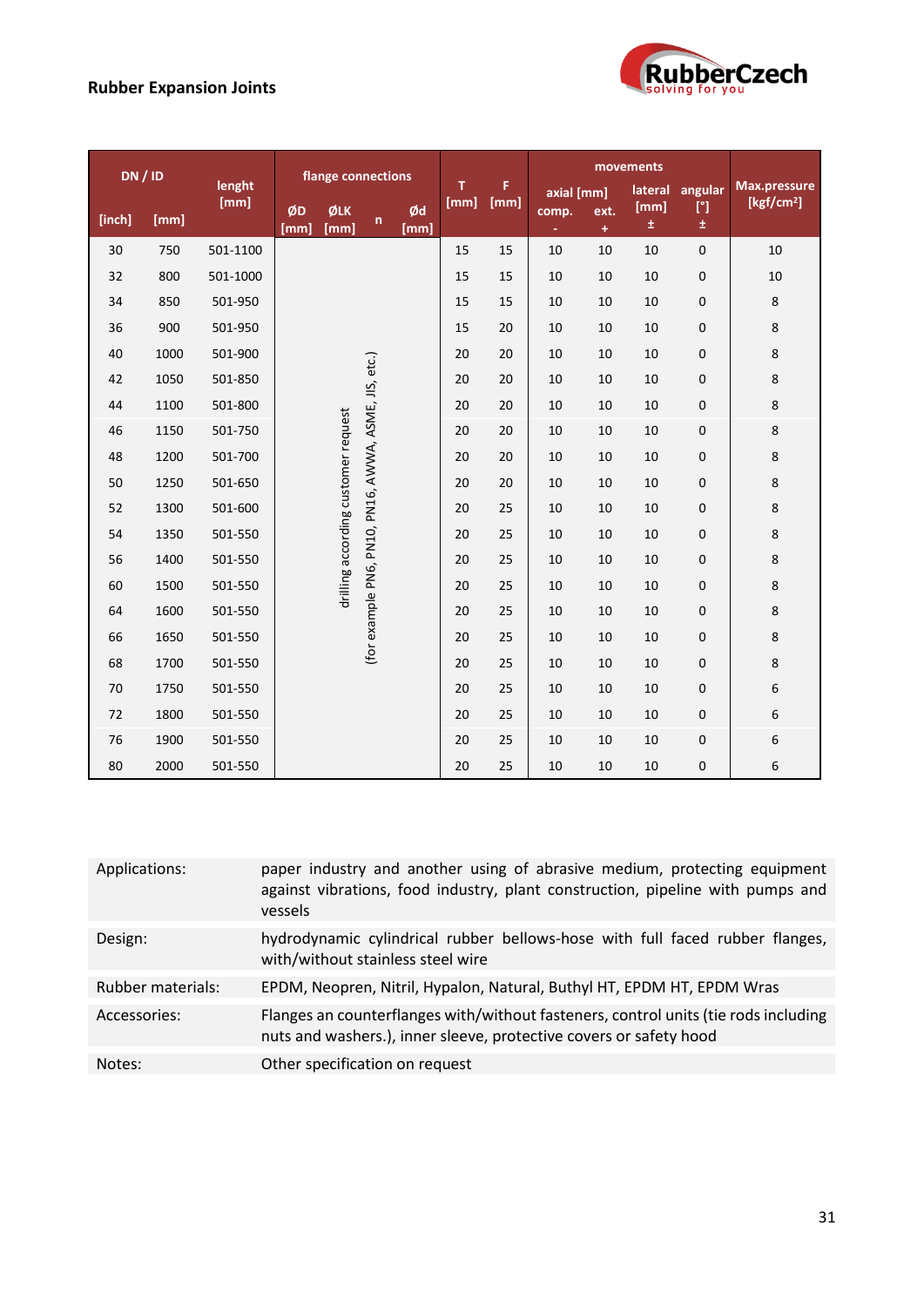## Rubber Expansion Joints

| DN / ID | | lenght [mm] | flange connections | | | | T [mm] | F [mm] | movements | | | | Max.pressure [kgf/cm²] |
|---|---|---|---|---|---|---|---|---|---|---|---|---|---|
| | | | | | | | | | axial [mm] | | lateral [mm] | angular [°] | |
| [inch] | [mm] | | ØD [mm] | ØLK [mm] | n | Ød [mm] | | | comp. - | ext. + | ± | ± | |
| 30 | 750 | 501-1100 | drilling according customer request (for example PN6, PN10, PN16, AWWA, ASME, JIS, etc.) | | | | 15 | 15 | 10 | 10 | 10 | 0 | 10 |
| 32 | 800 | 501-1000 | | | | | 15 | 15 | 10 | 10 | 10 | 0 | 10 |
| 34 | 850 | 501-950 | | | | | 15 | 15 | 10 | 10 | 10 | 0 | 8 |
| 36 | 900 | 501-950 | | | | | 15 | 20 | 10 | 10 | 10 | 0 | 8 |
| 40 | 1000 | 501-900 | | | | | 20 | 20 | 10 | 10 | 10 | 0 | 8 |
| 42 | 1050 | 501-850 | | | | | 20 | 20 | 10 | 10 | 10 | 0 | 8 |
| 44 | 1100 | 501-800 | | | | | 20 | 20 | 10 | 10 | 10 | 0 | 8 |
| 46 | 1150 | 501-750 | | | | | 20 | 20 | 10 | 10 | 10 | 0 | 8 |
| 48 | 1200 | 501-700 | | | | | 20 | 20 | 10 | 10 | 10 | 0 | 8 |
| 50 | 1250 | 501-650 | | | | | 20 | 20 | 10 | 10 | 10 | 0 | 8 |
| 52 | 1300 | 501-600 | | | | | 20 | 25 | 10 | 10 | 10 | 0 | 8 |
| 54 | 1350 | 501-550 | | | | | 20 | 25 | 10 | 10 | 10 | 0 | 8 |
| 56 | 1400 | 501-550 | | | | | 20 | 25 | 10 | 10 | 10 | 0 | 8 |
| 60 | 1500 | 501-550 | | | | | 20 | 25 | 10 | 10 | 10 | 0 | 8 |
| 64 | 1600 | 501-550 | | | | | 20 | 25 | 10 | 10 | 10 | 0 | 8 |
| 66 | 1650 | 501-550 | | | | | 20 | 25 | 10 | 10 | 10 | 0 | 8 |
| 68 | 1700 | 501-550 | | | | | 20 | 25 | 10 | 10 | 10 | 0 | 8 |
| 70 | 1750 | 501-550 | | | | | 20 | 25 | 10 | 10 | 10 | 0 | 6 |
| 72 | 1800 | 501-550 | | | | | 20 | 25 | 10 | 10 | 10 | 0 | 6 |
| 76 | 1900 | 501-550 | | | | | 20 | 25 | 10 | 10 | 10 | 0 | 6 |
| 80 | 2000 | 501-550 | | | | | 20 | 25 | 10 | 10 | 10 | 0 | 6 |

| | |
|---|---|
| Applications: | paper industry and another using of abrasive medium, protecting equipment against vibrations, food industry, plant construction, pipeline with pumps and vessels |
| Design: | hydrodynamic cylindrical rubber bellows-hose with full faced rubber flanges, with/without stainless steel wire |
| Rubber materials: | EPDM, Neopren, Nitril, Hypalon, Natural, Buthyl HT, EPDM HT, EPDM Wras |
| Accessories: | Flanges an counterflanges with/without fasteners, control units (tie rods including nuts and washers.), inner sleeve, protective covers or safety hood |
| Notes: | Other specification on request |